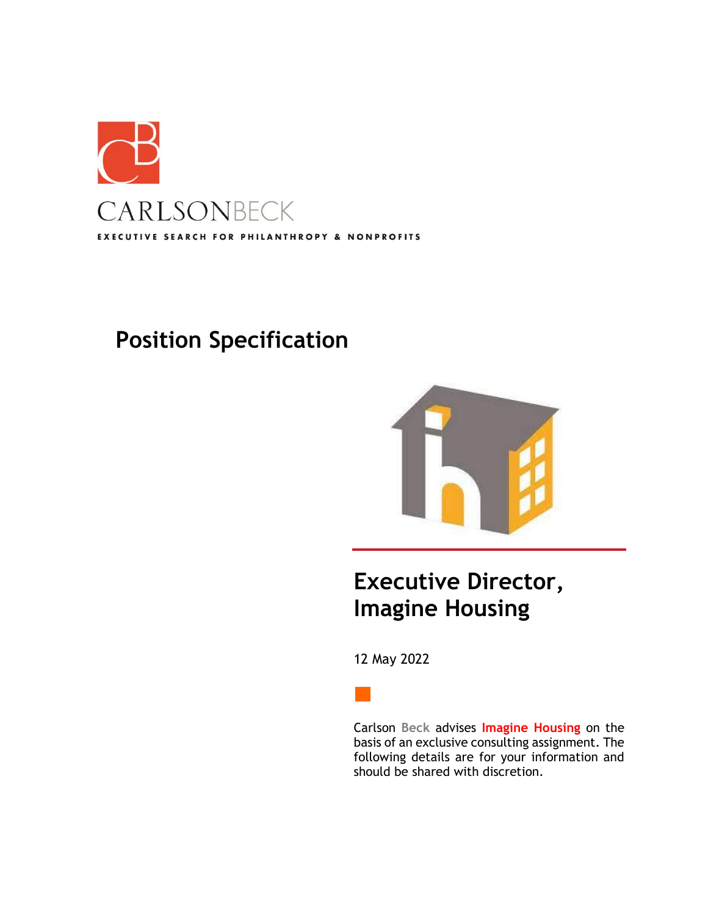CARLSONBECK

EXECUTIVE SEARCH FOR PHILANTHROPY & NONPROFITS

# Position Specification

## Executive Director, Imagine Housing

12 May 2022

Carlson Beck advises Imagine Housing on the basis of an exclusive consulting assignment. The following details are for your information and should be shared with discretion.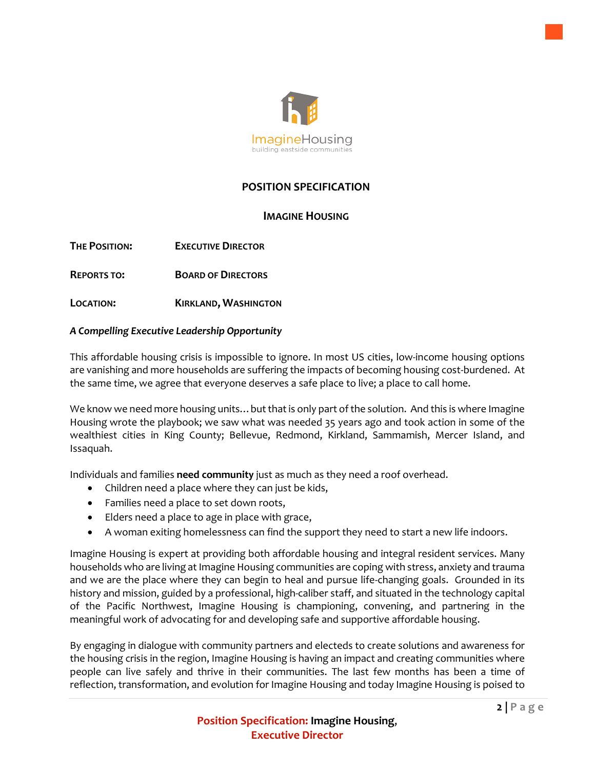ImagineHousing
building eastside communities

**POSITION SPECIFICATION**

**IMAGINE HOUSING**

**THE POSITION:** **EXECUTIVE DIRECTOR**

**REPORTS TO:** **BOARD OF DIRECTORS**

**LOCATION:** **KIRKLAND, WASHINGTON**

***A Compelling Executive Leadership Opportunity***

This affordable housing crisis is impossible to ignore. In most US cities, low-income housing options are vanishing and more households are suffering the impacts of becoming housing cost-burdened. At the same time, we agree that everyone deserves a safe place to live; a place to call home.

We know we need more housing units… but that is only part of the solution. And this is where Imagine Housing wrote the playbook; we saw what was needed 35 years ago and took action in some of the wealthiest cities in King County; Bellevue, Redmond, Kirkland, Sammamish, Mercer Island, and Issaquah.

Individuals and families **need community** just as much as they need a roof overhead.

- Children need a place where they can just be kids,
- Families need a place to set down roots,
- Elders need a place to age in place with grace,
- A woman exiting homelessness can find the support they need to start a new life indoors.

Imagine Housing is expert at providing both affordable housing and integral resident services. Many households who are living at Imagine Housing communities are coping with stress, anxiety and trauma and we are the place where they can begin to heal and pursue life-changing goals. Grounded in its history and mission, guided by a professional, high-caliber staff, and situated in the technology capital of the Pacific Northwest, Imagine Housing is championing, convening, and partnering in the meaningful work of advocating for and developing safe and supportive affordable housing.

By engaging in dialogue with community partners and electeds to create solutions and awareness for the housing crisis in the region, Imagine Housing is having an impact and creating communities where people can live safely and thrive in their communities. The last few months has been a time of reflection, transformation, and evolution for Imagine Housing and today Imagine Housing is poised to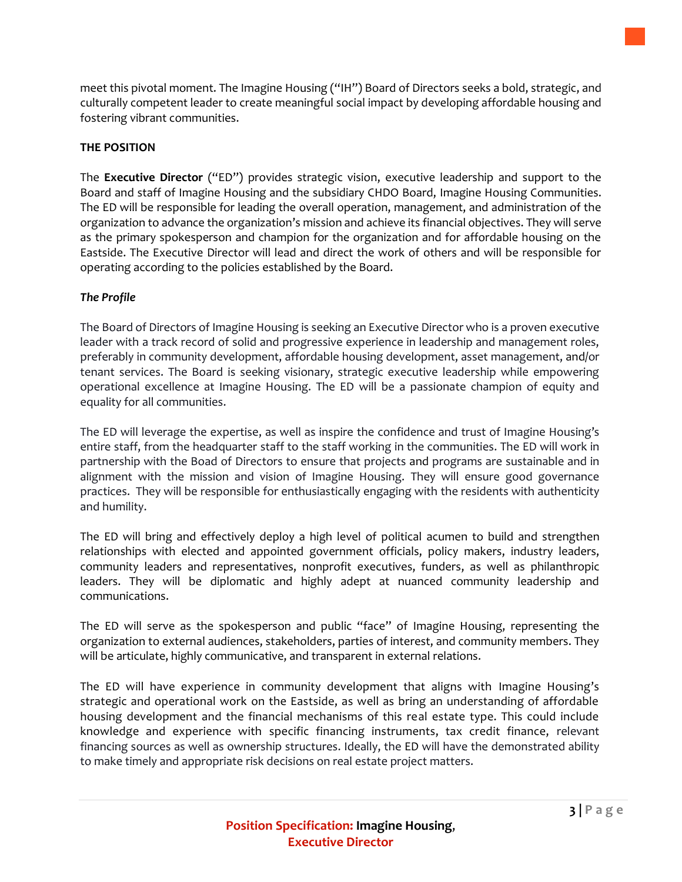meet this pivotal moment. The Imagine Housing ("IH") Board of Directors seeks a bold, strategic, and culturally competent leader to create meaningful social impact by developing affordable housing and fostering vibrant communities.

**THE POSITION**

The **Executive Director** ("ED") provides strategic vision, executive leadership and support to the Board and staff of Imagine Housing and the subsidiary CHDO Board, Imagine Housing Communities. The ED will be responsible for leading the overall operation, management, and administration of the organization to advance the organization's mission and achieve its financial objectives. They will serve as the primary spokesperson and champion for the organization and for affordable housing on the Eastside. The Executive Director will lead and direct the work of others and will be responsible for operating according to the policies established by the Board.

***The Profile***

The Board of Directors of Imagine Housing is seeking an Executive Director who is a proven executive leader with a track record of solid and progressive experience in leadership and management roles, preferably in community development, affordable housing development, asset management, and/or tenant services. The Board is seeking visionary, strategic executive leadership while empowering operational excellence at Imagine Housing. The ED will be a passionate champion of equity and equality for all communities.

The ED will leverage the expertise, as well as inspire the confidence and trust of Imagine Housing's entire staff, from the headquarter staff to the staff working in the communities. The ED will work in partnership with the Boad of Directors to ensure that projects and programs are sustainable and in alignment with the mission and vision of Imagine Housing. They will ensure good governance practices. They will be responsible for enthusiastically engaging with the residents with authenticity and humility.

The ED will bring and effectively deploy a high level of political acumen to build and strengthen relationships with elected and appointed government officials, policy makers, industry leaders, community leaders and representatives, nonprofit executives, funders, as well as philanthropic leaders. They will be diplomatic and highly adept at nuanced community leadership and communications.

The ED will serve as the spokesperson and public "face" of Imagine Housing, representing the organization to external audiences, stakeholders, parties of interest, and community members. They will be articulate, highly communicative, and transparent in external relations.

The ED will have experience in community development that aligns with Imagine Housing's strategic and operational work on the Eastside, as well as bring an understanding of affordable housing development and the financial mechanisms of this real estate type. This could include knowledge and experience with specific financing instruments, tax credit finance, relevant financing sources as well as ownership structures. Ideally, the ED will have the demonstrated ability to make timely and appropriate risk decisions on real estate project matters.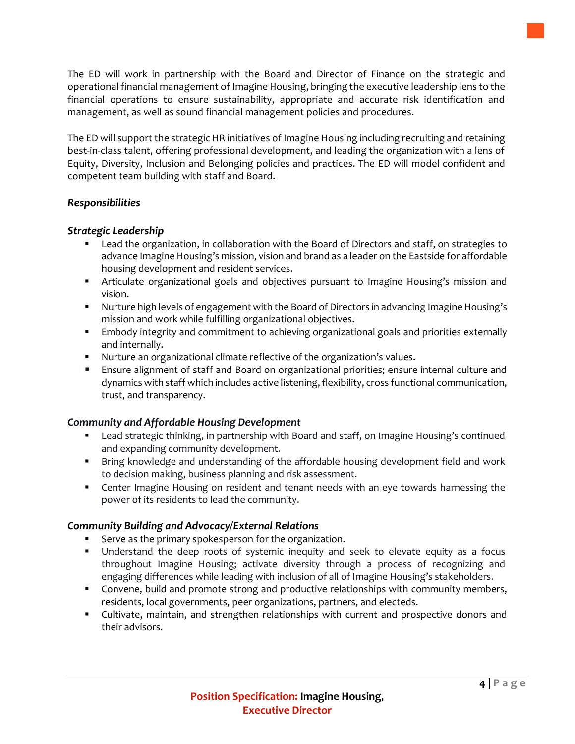The ED will work in partnership with the Board and Director of Finance on the strategic and operational financial management of Imagine Housing, bringing the executive leadership lens to the financial operations to ensure sustainability, appropriate and accurate risk identification and management, as well as sound financial management policies and procedures.

The ED will support the strategic HR initiatives of Imagine Housing including recruiting and retaining best-in-class talent, offering professional development, and leading the organization with a lens of Equity, Diversity, Inclusion and Belonging policies and practices. The ED will model confident and competent team building with staff and Board.

### *Responsibilities*

#### *Strategic Leadership*

- Lead the organization, in collaboration with the Board of Directors and staff, on strategies to advance Imagine Housing's mission, vision and brand as a leader on the Eastside for affordable housing development and resident services.
- Articulate organizational goals and objectives pursuant to Imagine Housing's mission and vision.
- Nurture high levels of engagement with the Board of Directors in advancing Imagine Housing's mission and work while fulfilling organizational objectives.
- Embody integrity and commitment to achieving organizational goals and priorities externally and internally.
- Nurture an organizational climate reflective of the organization's values.
- Ensure alignment of staff and Board on organizational priorities; ensure internal culture and dynamics with staff which includes active listening, flexibility, cross functional communication, trust, and transparency.

#### *Community and Affordable Housing Development*

- Lead strategic thinking, in partnership with Board and staff, on Imagine Housing's continued and expanding community development.
- Bring knowledge and understanding of the affordable housing development field and work to decision making, business planning and risk assessment.
- Center Imagine Housing on resident and tenant needs with an eye towards harnessing the power of its residents to lead the community.

#### *Community Building and Advocacy/External Relations*

- Serve as the primary spokesperson for the organization.
- Understand the deep roots of systemic inequity and seek to elevate equity as a focus throughout Imagine Housing; activate diversity through a process of recognizing and engaging differences while leading with inclusion of all of Imagine Housing's stakeholders.
- Convene, build and promote strong and productive relationships with community members, residents, local governments, peer organizations, partners, and electeds.
- Cultivate, maintain, and strengthen relationships with current and prospective donors and their advisors.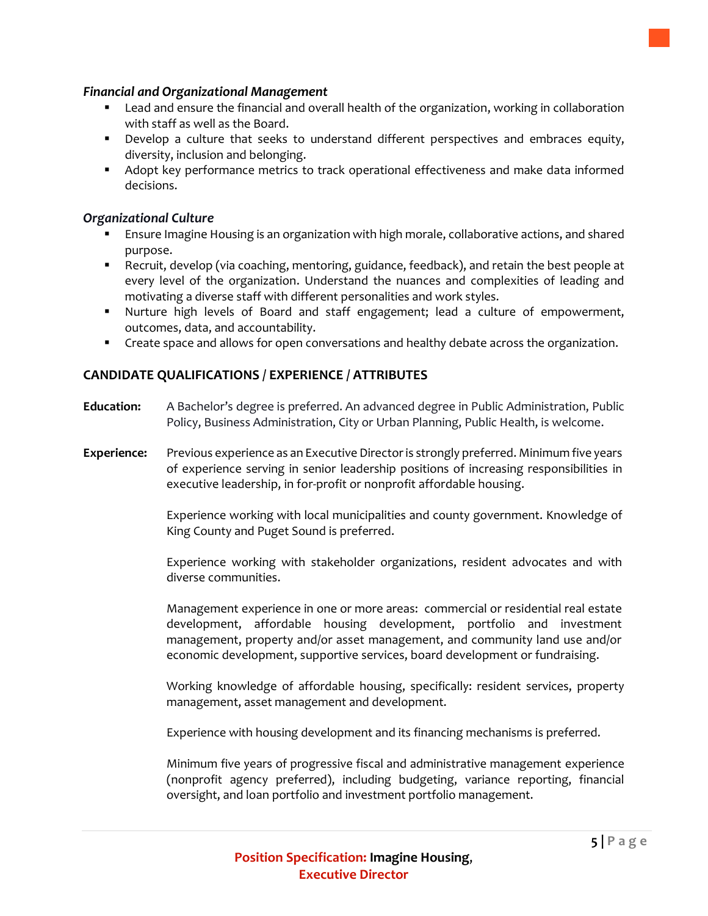*Financial and Organizational Management*

- Lead and ensure the financial and overall health of the organization, working in collaboration with staff as well as the Board.
- Develop a culture that seeks to understand different perspectives and embraces equity, diversity, inclusion and belonging.
- Adopt key performance metrics to track operational effectiveness and make data informed decisions.

*Organizational Culture*

- Ensure Imagine Housing is an organization with high morale, collaborative actions, and shared purpose.
- Recruit, develop (via coaching, mentoring, guidance, feedback), and retain the best people at every level of the organization. Understand the nuances and complexities of leading and motivating a diverse staff with different personalities and work styles.
- Nurture high levels of Board and staff engagement; lead a culture of empowerment, outcomes, data, and accountability.
- Create space and allows for open conversations and healthy debate across the organization.

## CANDIDATE QUALIFICATIONS / EXPERIENCE / ATTRIBUTES

**Education:** A Bachelor's degree is preferred. An advanced degree in Public Administration, Public Policy, Business Administration, City or Urban Planning, Public Health, is welcome.

**Experience:** Previous experience as an Executive Director is strongly preferred. Minimum five years of experience serving in senior leadership positions of increasing responsibilities in executive leadership, in for-profit or nonprofit affordable housing.

Experience working with local municipalities and county government. Knowledge of King County and Puget Sound is preferred.

Experience working with stakeholder organizations, resident advocates and with diverse communities.

Management experience in one or more areas: commercial or residential real estate development, affordable housing development, portfolio and investment management, property and/or asset management, and community land use and/or economic development, supportive services, board development or fundraising.

Working knowledge of affordable housing, specifically: resident services, property management, asset management and development.

Experience with housing development and its financing mechanisms is preferred.

Minimum five years of progressive fiscal and administrative management experience (nonprofit agency preferred), including budgeting, variance reporting, financial oversight, and loan portfolio and investment portfolio management.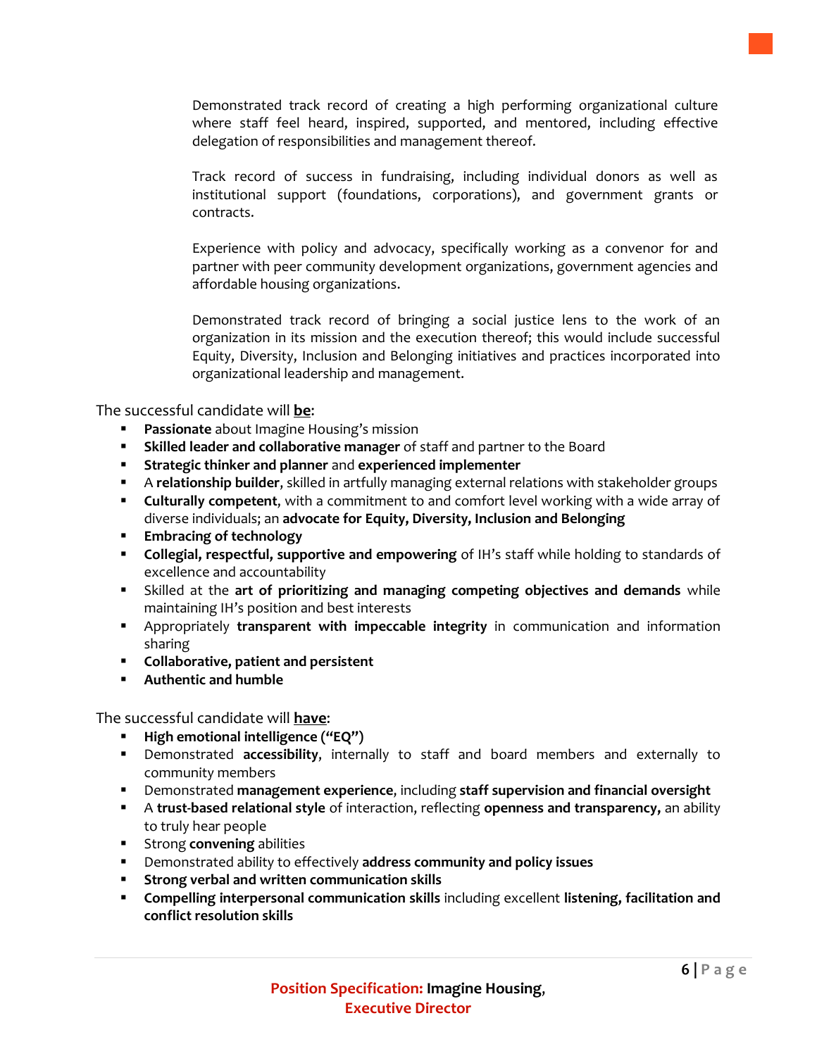Demonstrated track record of creating a high performing organizational culture where staff feel heard, inspired, supported, and mentored, including effective delegation of responsibilities and management thereof.

Track record of success in fundraising, including individual donors as well as institutional support (foundations, corporations), and government grants or contracts.

Experience with policy and advocacy, specifically working as a convenor for and partner with peer community development organizations, government agencies and affordable housing organizations.

Demonstrated track record of bringing a social justice lens to the work of an organization in its mission and the execution thereof; this would include successful Equity, Diversity, Inclusion and Belonging initiatives and practices incorporated into organizational leadership and management.

The successful candidate will **be**:

- **Passionate** about Imagine Housing's mission
- **Skilled leader and collaborative manager** of staff and partner to the Board
- **Strategic thinker and planner** and **experienced implementer**
- A **relationship builder**, skilled in artfully managing external relations with stakeholder groups
- **Culturally competent**, with a commitment to and comfort level working with a wide array of diverse individuals; an **advocate for Equity, Diversity, Inclusion and Belonging**
- **Embracing of technology**
- **Collegial, respectful, supportive and empowering** of IH's staff while holding to standards of excellence and accountability
- Skilled at the **art of prioritizing and managing competing objectives and demands** while maintaining IH's position and best interests
- Appropriately **transparent with impeccable integrity** in communication and information sharing
- **Collaborative, patient and persistent**
- **Authentic and humble**

The successful candidate will **have**:

- **High emotional intelligence ("EQ")**
- Demonstrated **accessibility**, internally to staff and board members and externally to community members
- Demonstrated **management experience**, including **staff supervision and financial oversight**
- A **trust-based relational style** of interaction, reflecting **openness and transparency,** an ability to truly hear people
- Strong **convening** abilities
- Demonstrated ability to effectively **address community and policy issues**
- **Strong verbal and written communication skills**
- **Compelling interpersonal communication skills** including excellent **listening, facilitation and conflict resolution skills**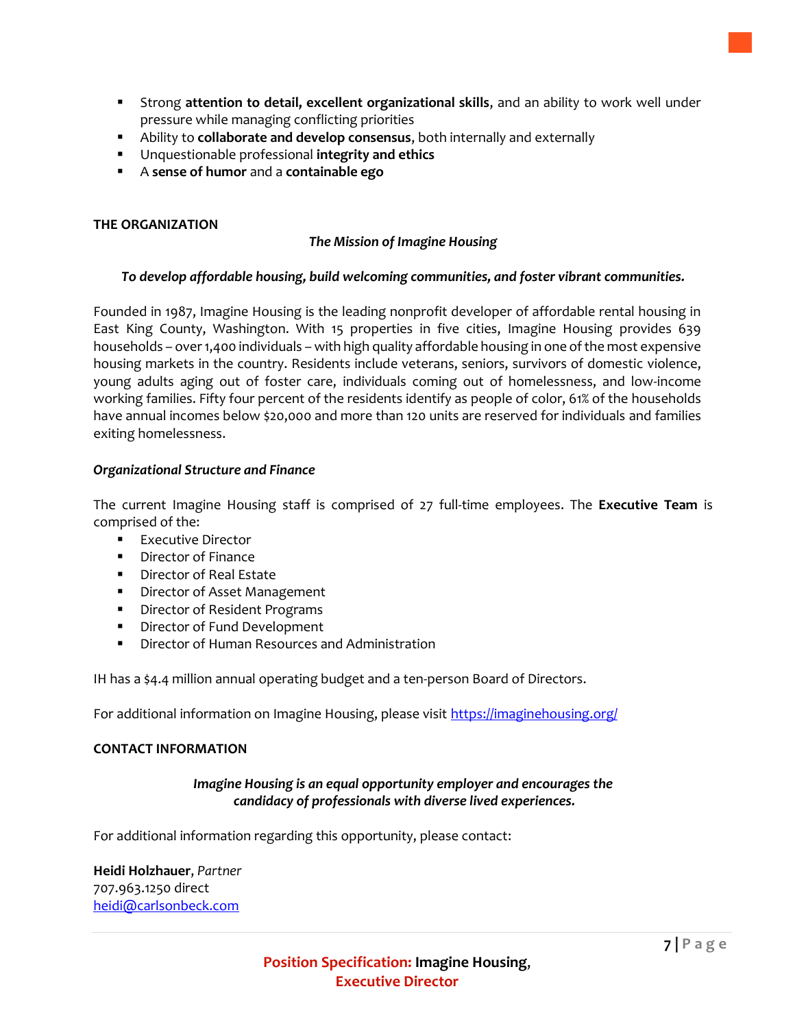- Strong **attention to detail, excellent organizational skills**, and an ability to work well under pressure while managing conflicting priorities
- Ability to **collaborate and develop consensus**, both internally and externally
- Unquestionable professional **integrity and ethics**
- A **sense of humor** and a **containable ego**

## THE ORGANIZATION

***The Mission of Imagine Housing***

***To develop affordable housing, build welcoming communities, and foster vibrant communities.***

Founded in 1987, Imagine Housing is the leading nonprofit developer of affordable rental housing in East King County, Washington. With 15 properties in five cities, Imagine Housing provides 639 households – over 1,400 individuals – with high quality affordable housing in one of the most expensive housing markets in the country. Residents include veterans, seniors, survivors of domestic violence, young adults aging out of foster care, individuals coming out of homelessness, and low-income working families. Fifty four percent of the residents identify as people of color, 61% of the households have annual incomes below $20,000 and more than 120 units are reserved for individuals and families exiting homelessness.

### *Organizational Structure and Finance*

The current Imagine Housing staff is comprised of 27 full-time employees. The **Executive Team** is comprised of the:

- Executive Director
- Director of Finance
- Director of Real Estate
- Director of Asset Management
- Director of Resident Programs
- Director of Fund Development
- Director of Human Resources and Administration

IH has a $4.4 million annual operating budget and a ten-person Board of Directors.

For additional information on Imagine Housing, please visit https://imaginehousing.org/

## CONTACT INFORMATION

***Imagine Housing is an equal opportunity employer and encourages the candidacy of professionals with diverse lived experiences.***

For additional information regarding this opportunity, please contact:

**Heidi Holzhauer**, *Partner*
707.963.1250 direct
heidi@carlsonbeck.com